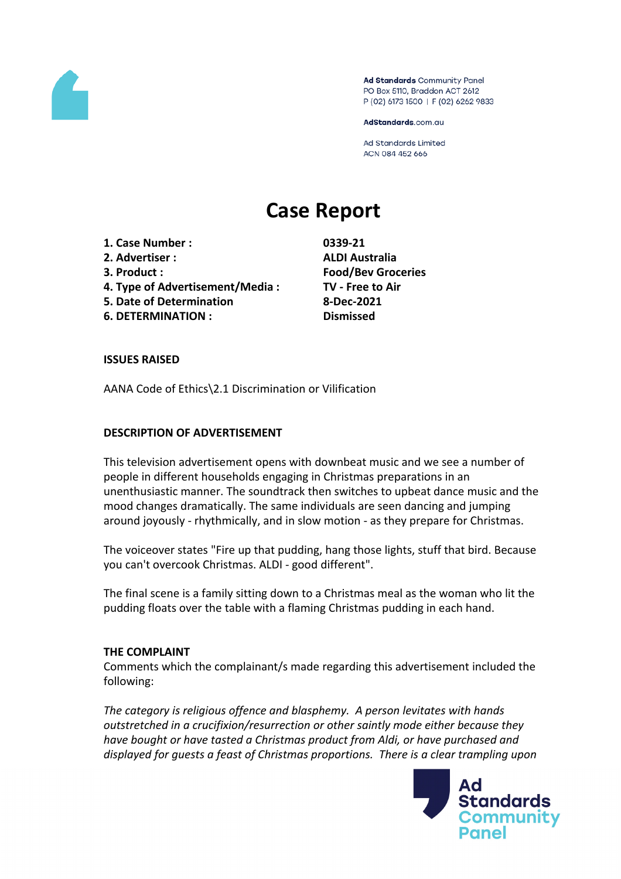Ad Standards Community Panel
PO Box 5110, Braddon ACT 2612
P (02) 6173 1500 | F (02) 6262 9833

AdStandards.com.au

Ad Standards Limited
ACN 084 452 666

# Case Report

| | |
|---|---|
| **1. Case Number :** | **0339-21** |
| **2. Advertiser :** | **ALDI Australia** |
| **3. Product :** | **Food/Bev Groceries** |
| **4. Type of Advertisement/Media :** | **TV - Free to Air** |
| **5. Date of Determination** | **8-Dec-2021** |
| **6. DETERMINATION :** | **Dismissed** |

**ISSUES RAISED**

AANA Code of Ethics\2.1 Discrimination or Vilification

**DESCRIPTION OF ADVERTISEMENT**

This television advertisement opens with downbeat music and we see a number of people in different households engaging in Christmas preparations in an unenthusiastic manner. The soundtrack then switches to upbeat dance music and the mood changes dramatically. The same individuals are seen dancing and jumping around joyously - rhythmically, and in slow motion - as they prepare for Christmas.

The voiceover states "Fire up that pudding, hang those lights, stuff that bird. Because you can't overcook Christmas. ALDI - good different".

The final scene is a family sitting down to a Christmas meal as the woman who lit the pudding floats over the table with a flaming Christmas pudding in each hand.

**THE COMPLAINT**

Comments which the complainant/s made regarding this advertisement included the following:

*The category is religious offence and blasphemy. A person levitates with hands outstretched in a crucifixion/resurrection or other saintly mode either because they have bought or have tasted a Christmas product from Aldi, or have purchased and displayed for guests a feast of Christmas proportions. There is a clear trampling upon*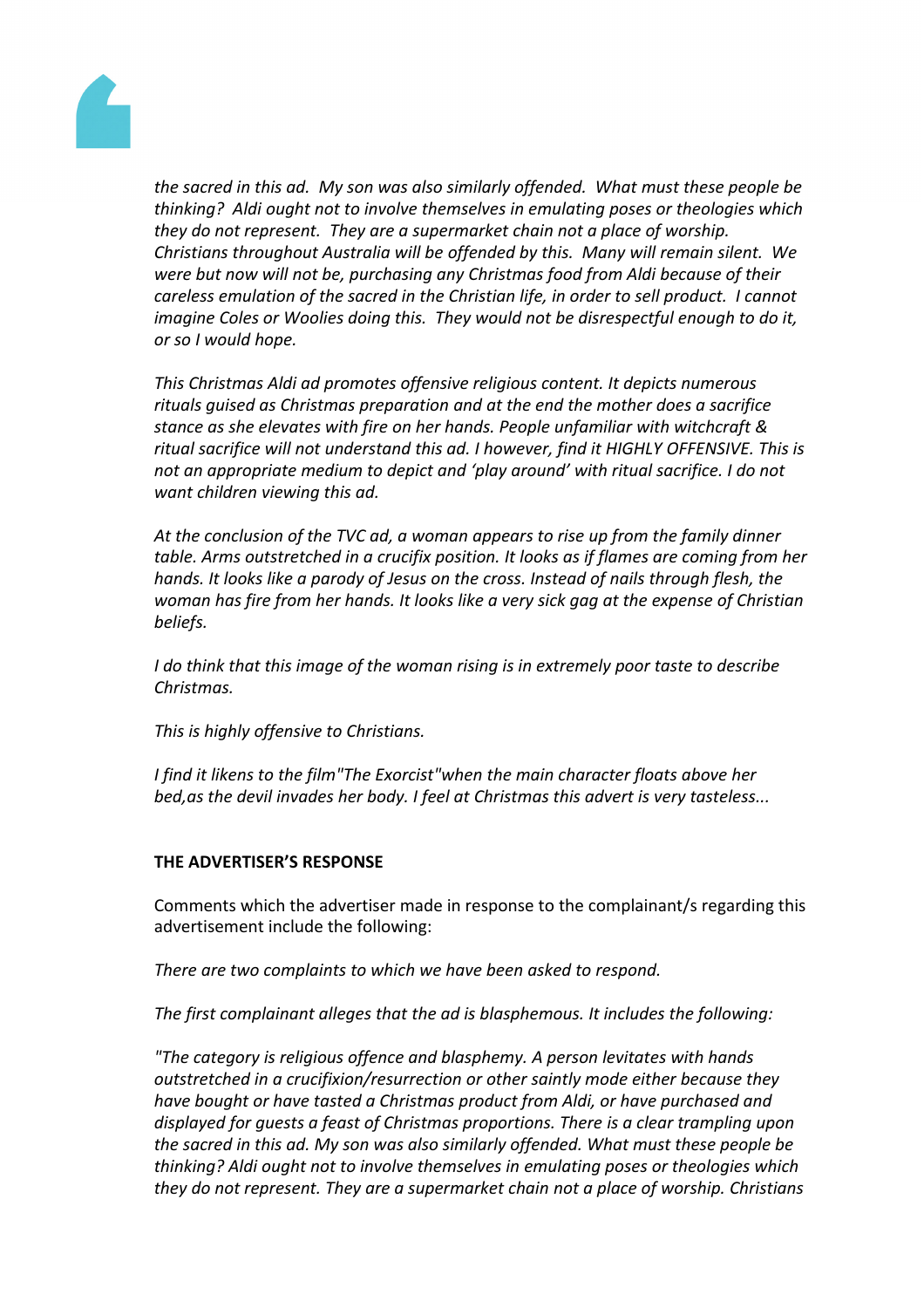*the sacred in this ad. My son was also similarly offended. What must these people be thinking? Aldi ought not to involve themselves in emulating poses or theologies which they do not represent. They are a supermarket chain not a place of worship. Christians throughout Australia will be offended by this. Many will remain silent. We were but now will not be, purchasing any Christmas food from Aldi because of their careless emulation of the sacred in the Christian life, in order to sell product. I cannot imagine Coles or Woolies doing this. They would not be disrespectful enough to do it, or so I would hope.*

*This Christmas Aldi ad promotes offensive religious content. It depicts numerous rituals guised as Christmas preparation and at the end the mother does a sacrifice stance as she elevates with fire on her hands. People unfamiliar with witchcraft & ritual sacrifice will not understand this ad. I however, find it HIGHLY OFFENSIVE. This is not an appropriate medium to depict and 'play around' with ritual sacrifice. I do not want children viewing this ad.*

*At the conclusion of the TVC ad, a woman appears to rise up from the family dinner table. Arms outstretched in a crucifix position. It looks as if flames are coming from her hands. It looks like a parody of Jesus on the cross. Instead of nails through flesh, the woman has fire from her hands. It looks like a very sick gag at the expense of Christian beliefs.*

*I do think that this image of the woman rising is in extremely poor taste to describe Christmas.*

*This is highly offensive to Christians.*

*I find it likens to the film"The Exorcist"when the main character floats above her bed,as the devil invades her body. I feel at Christmas this advert is very tasteless...*

**THE ADVERTISER'S RESPONSE**

Comments which the advertiser made in response to the complainant/s regarding this advertisement include the following:

*There are two complaints to which we have been asked to respond.*

*The first complainant alleges that the ad is blasphemous. It includes the following:*

*"The category is religious offence and blasphemy. A person levitates with hands outstretched in a crucifixion/resurrection or other saintly mode either because they have bought or have tasted a Christmas product from Aldi, or have purchased and displayed for guests a feast of Christmas proportions. There is a clear trampling upon the sacred in this ad. My son was also similarly offended. What must these people be thinking? Aldi ought not to involve themselves in emulating poses or theologies which they do not represent. They are a supermarket chain not a place of worship. Christians*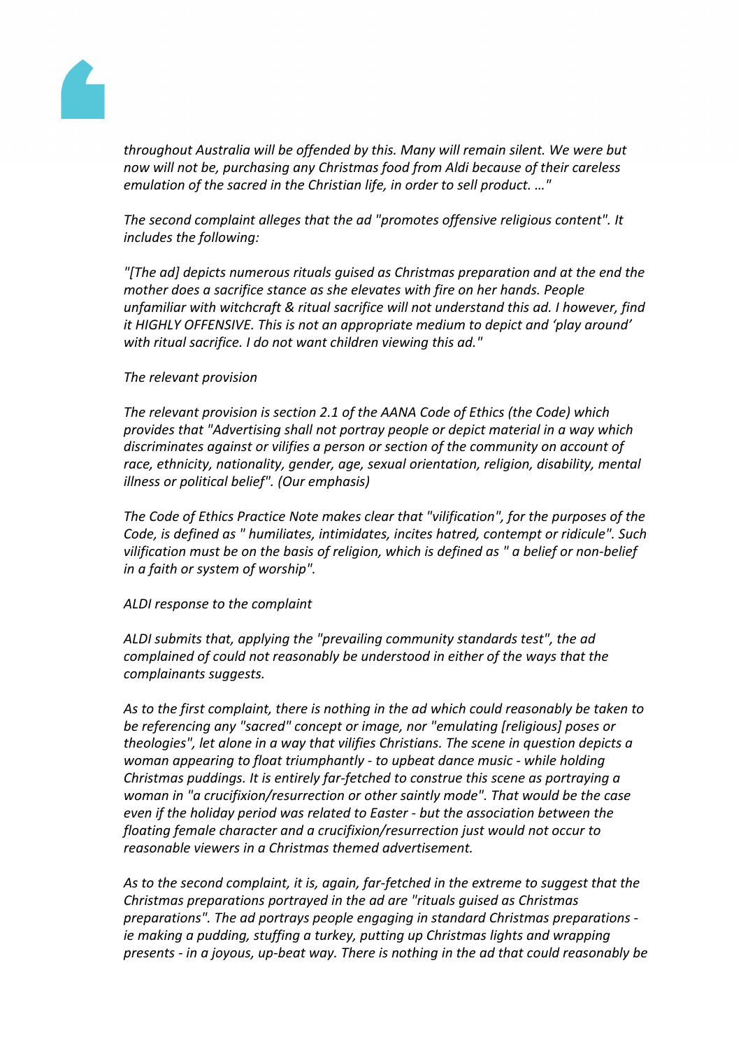*throughout Australia will be offended by this. Many will remain silent. We were but now will not be, purchasing any Christmas food from Aldi because of their careless emulation of the sacred in the Christian life, in order to sell product. …"*

*The second complaint alleges that the ad "promotes offensive religious content". It includes the following:*

*"[The ad] depicts numerous rituals guised as Christmas preparation and at the end the mother does a sacrifice stance as she elevates with fire on her hands. People unfamiliar with witchcraft & ritual sacrifice will not understand this ad. I however, find it HIGHLY OFFENSIVE. This is not an appropriate medium to depict and 'play around' with ritual sacrifice. I do not want children viewing this ad."*

*The relevant provision*

*The relevant provision is section 2.1 of the AANA Code of Ethics (the Code) which provides that "Advertising shall not portray people or depict material in a way which discriminates against or vilifies a person or section of the community on account of race, ethnicity, nationality, gender, age, sexual orientation, religion, disability, mental illness or political belief". (Our emphasis)*

*The Code of Ethics Practice Note makes clear that "vilification", for the purposes of the Code, is defined as " humiliates, intimidates, incites hatred, contempt or ridicule". Such vilification must be on the basis of religion, which is defined as " a belief or non-belief in a faith or system of worship".*

*ALDI response to the complaint*

*ALDI submits that, applying the "prevailing community standards test", the ad complained of could not reasonably be understood in either of the ways that the complainants suggests.*

*As to the first complaint, there is nothing in the ad which could reasonably be taken to be referencing any "sacred" concept or image, nor "emulating [religious] poses or theologies", let alone in a way that vilifies Christians. The scene in question depicts a woman appearing to float triumphantly - to upbeat dance music - while holding Christmas puddings. It is entirely far-fetched to construe this scene as portraying a woman in "a crucifixion/resurrection or other saintly mode". That would be the case even if the holiday period was related to Easter - but the association between the floating female character and a crucifixion/resurrection just would not occur to reasonable viewers in a Christmas themed advertisement.*

*As to the second complaint, it is, again, far-fetched in the extreme to suggest that the Christmas preparations portrayed in the ad are "rituals guised as Christmas preparations". The ad portrays people engaging in standard Christmas preparations - ie making a pudding, stuffing a turkey, putting up Christmas lights and wrapping presents - in a joyous, up-beat way. There is nothing in the ad that could reasonably be*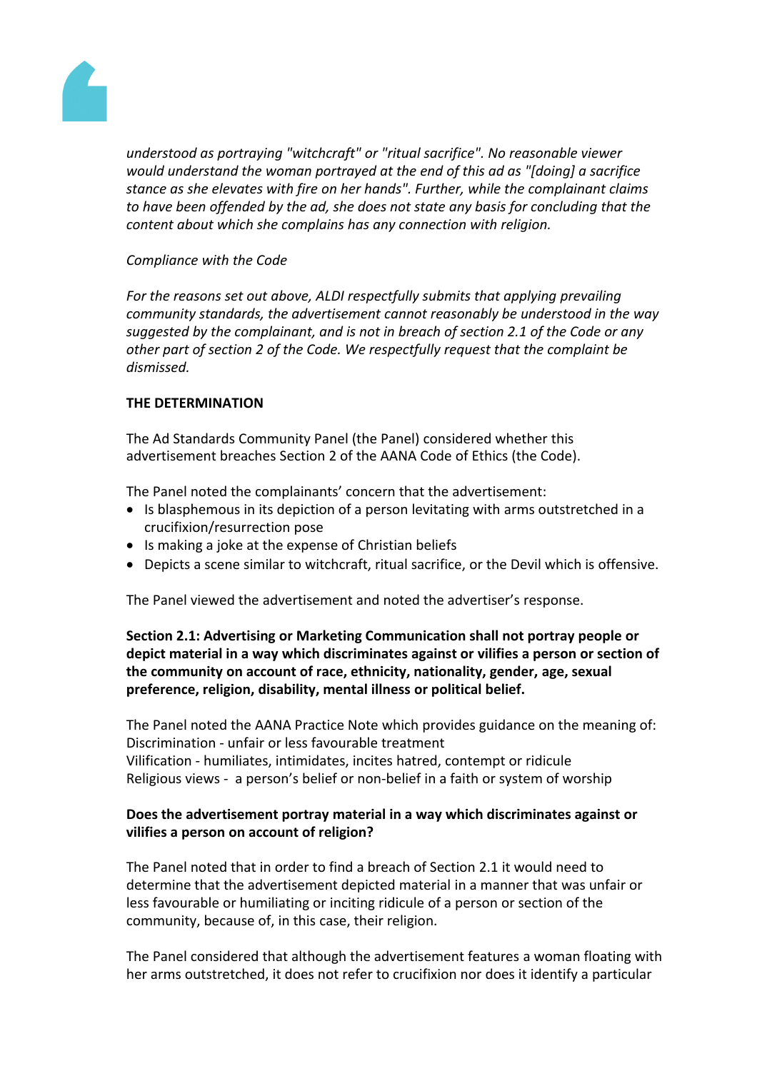*understood as portraying "witchcraft" or "ritual sacrifice". No reasonable viewer would understand the woman portrayed at the end of this ad as "[doing] a sacrifice stance as she elevates with fire on her hands". Further, while the complainant claims to have been offended by the ad, she does not state any basis for concluding that the content about which she complains has any connection with religion.*

*Compliance with the Code*

*For the reasons set out above, ALDI respectfully submits that applying prevailing community standards, the advertisement cannot reasonably be understood in the way suggested by the complainant, and is not in breach of section 2.1 of the Code or any other part of section 2 of the Code. We respectfully request that the complaint be dismissed.*

**THE DETERMINATION**

The Ad Standards Community Panel (the Panel) considered whether this advertisement breaches Section 2 of the AANA Code of Ethics (the Code).

The Panel noted the complainants' concern that the advertisement:

- Is blasphemous in its depiction of a person levitating with arms outstretched in a crucifixion/resurrection pose
- Is making a joke at the expense of Christian beliefs
- Depicts a scene similar to witchcraft, ritual sacrifice, or the Devil which is offensive.

The Panel viewed the advertisement and noted the advertiser's response.

**Section 2.1: Advertising or Marketing Communication shall not portray people or depict material in a way which discriminates against or vilifies a person or section of the community on account of race, ethnicity, nationality, gender, age, sexual preference, religion, disability, mental illness or political belief.**

The Panel noted the AANA Practice Note which provides guidance on the meaning of:
Discrimination - unfair or less favourable treatment
Vilification - humiliates, intimidates, incites hatred, contempt or ridicule
Religious views - a person's belief or non-belief in a faith or system of worship

**Does the advertisement portray material in a way which discriminates against or vilifies a person on account of religion?**

The Panel noted that in order to find a breach of Section 2.1 it would need to determine that the advertisement depicted material in a manner that was unfair or less favourable or humiliating or inciting ridicule of a person or section of the community, because of, in this case, their religion.

The Panel considered that although the advertisement features a woman floating with her arms outstretched, it does not refer to crucifixion nor does it identify a particular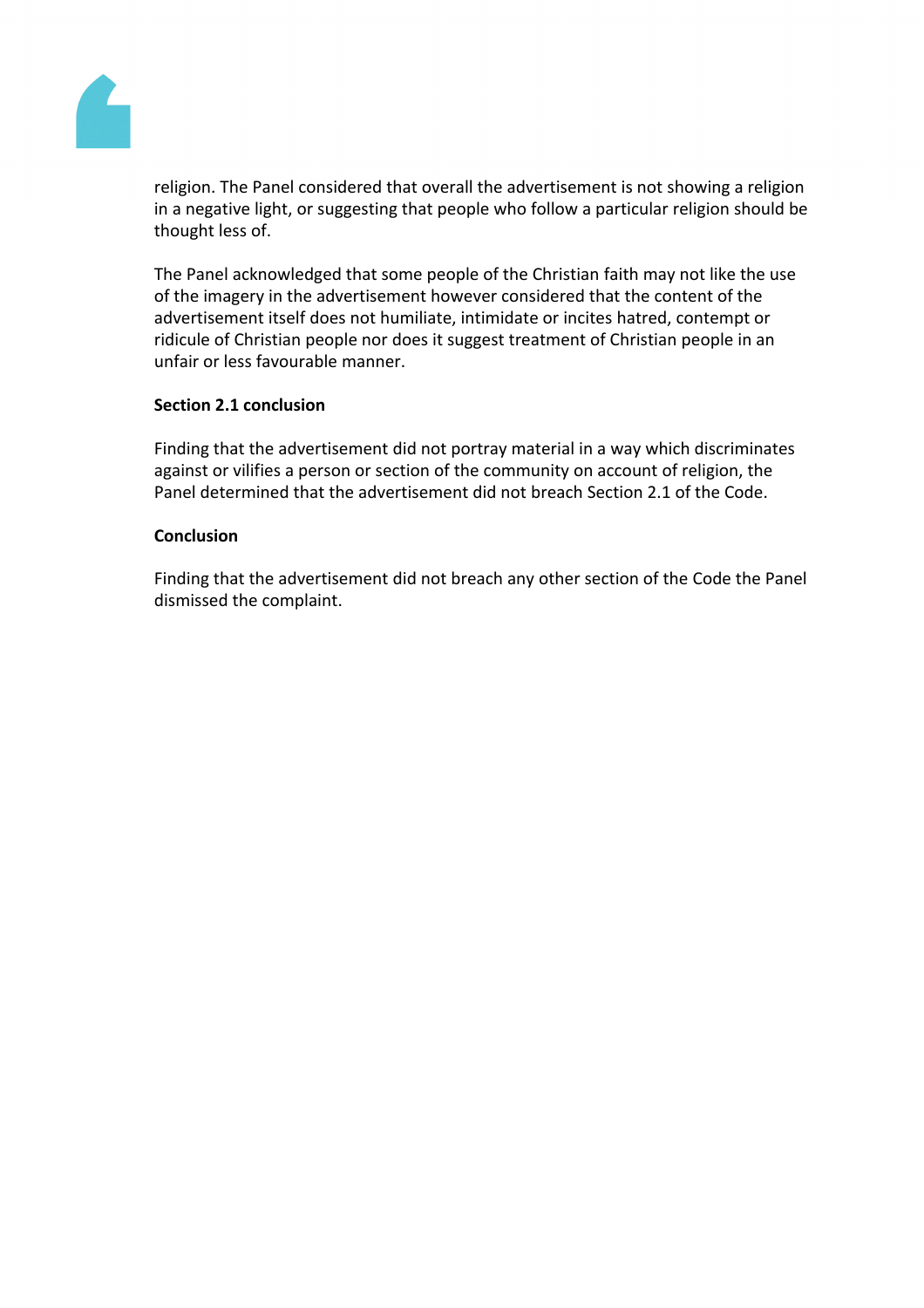religion. The Panel considered that overall the advertisement is not showing a religion in a negative light, or suggesting that people who follow a particular religion should be thought less of.

The Panel acknowledged that some people of the Christian faith may not like the use of the imagery in the advertisement however considered that the content of the advertisement itself does not humiliate, intimidate or incites hatred, contempt or ridicule of Christian people nor does it suggest treatment of Christian people in an unfair or less favourable manner.

**Section 2.1 conclusion**

Finding that the advertisement did not portray material in a way which discriminates against or vilifies a person or section of the community on account of religion, the Panel determined that the advertisement did not breach Section 2.1 of the Code.

**Conclusion**

Finding that the advertisement did not breach any other section of the Code the Panel dismissed the complaint.